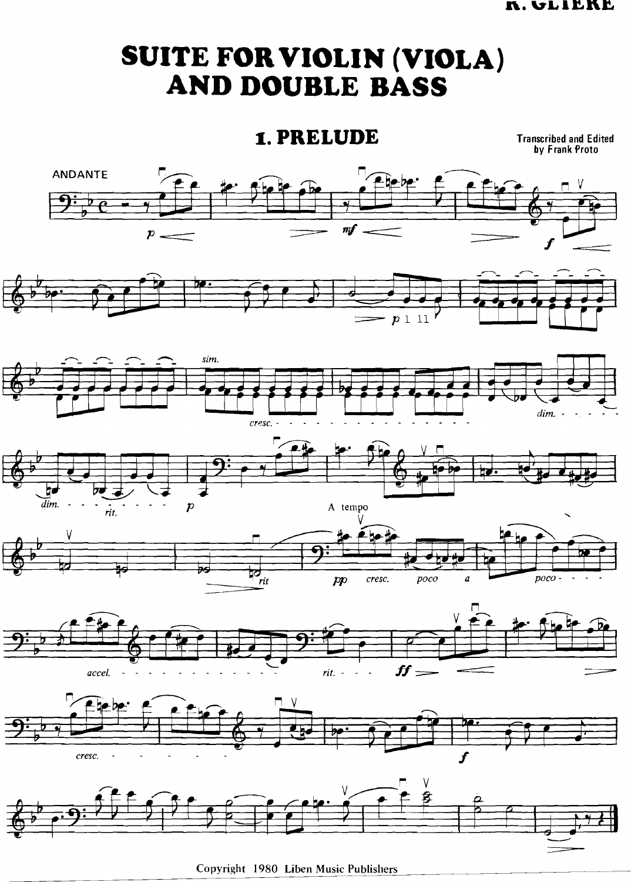# SUITE FOR VIOLIN (VIOLA) AND DOUBLE BASS

## 1. PRELUDE

Transcribed and Edited by Frank Proto

ANDANTE

Copyright 1980 Liben Music Publishers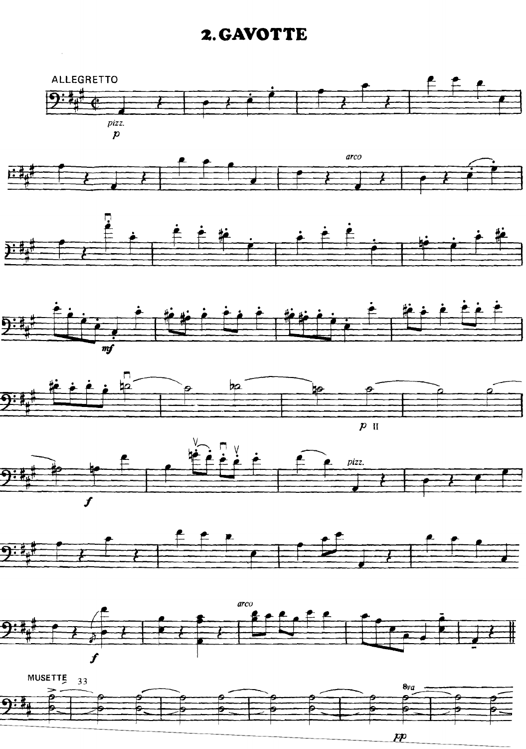# 2. GAVOTTE

ALLEGRETTO

MUSETTE 33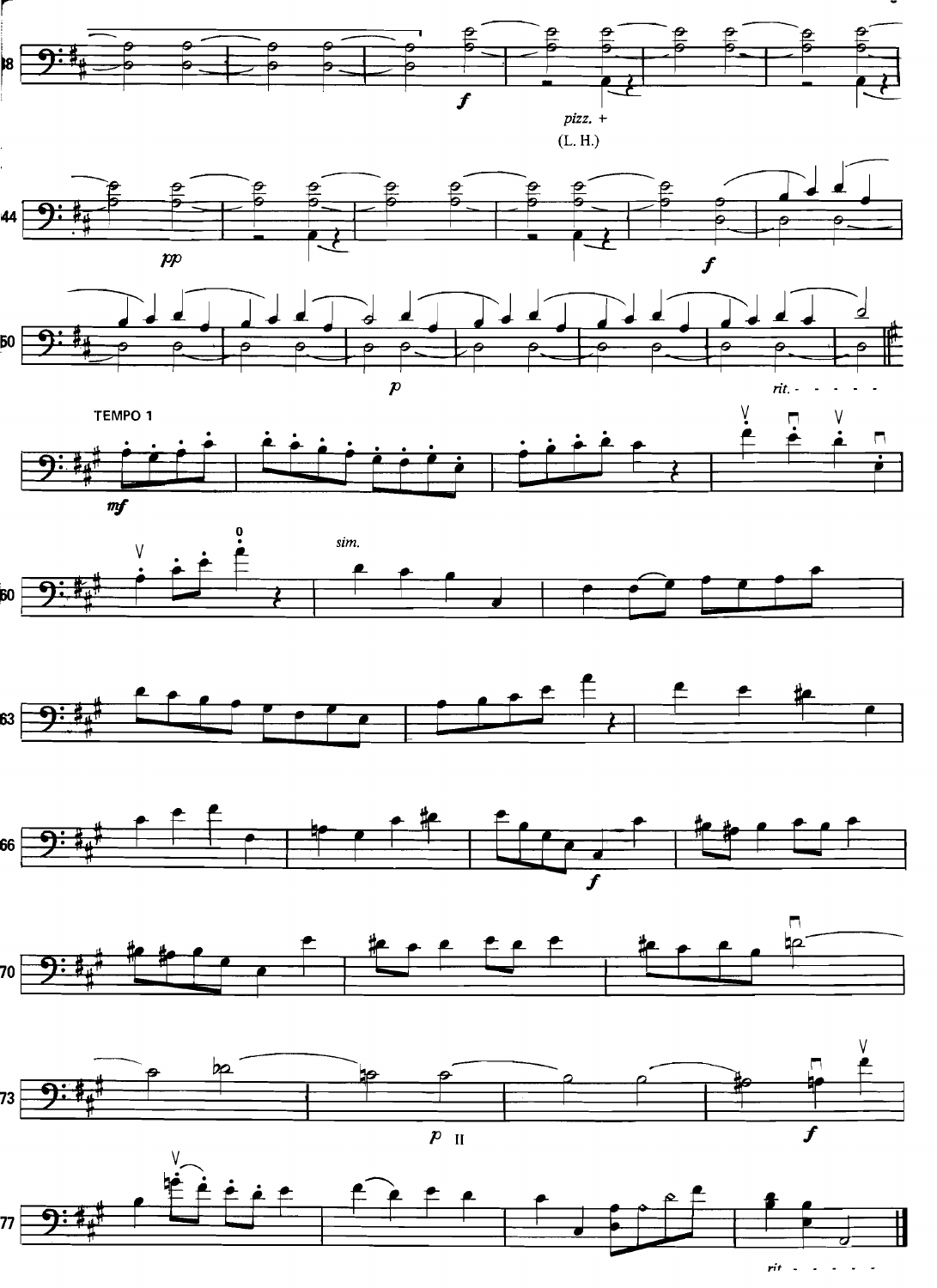pizz. +

(L. H.)

*rit.*

TEMPO 1

*sim.*

*rit.*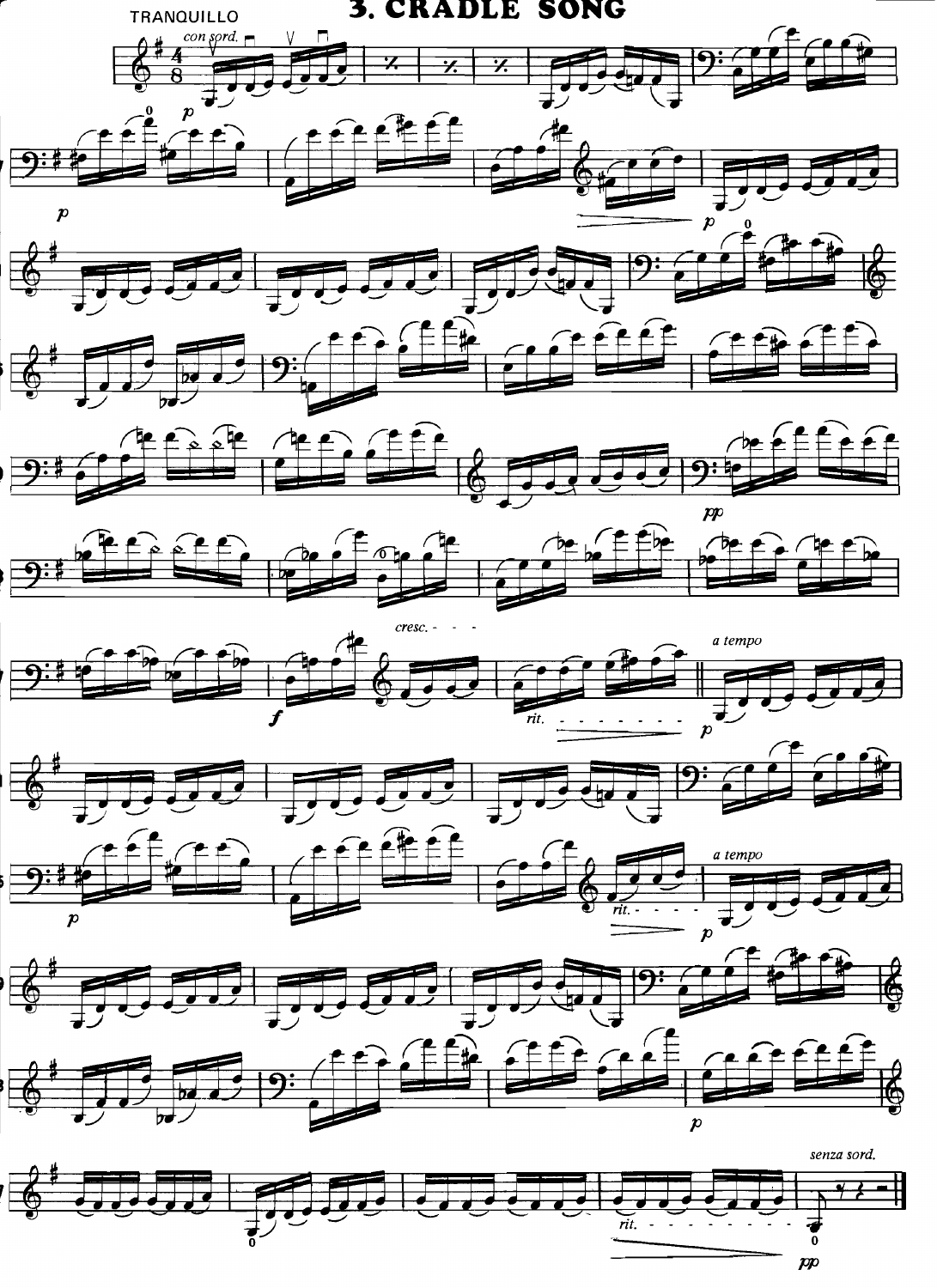# 3. CRADLE SONG

TRANQUILLO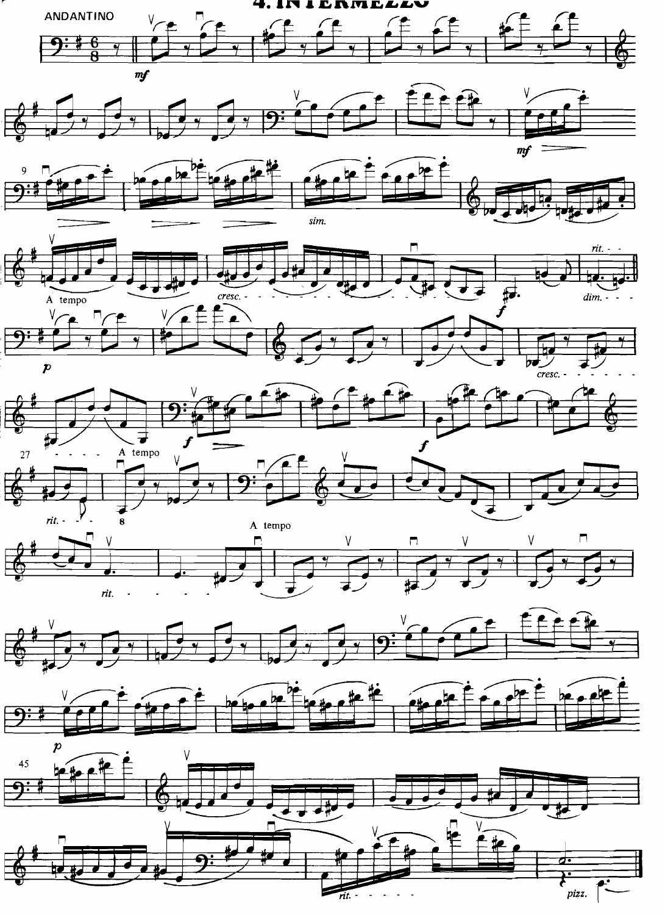# 4. INTERMEZZO

ANDANTINO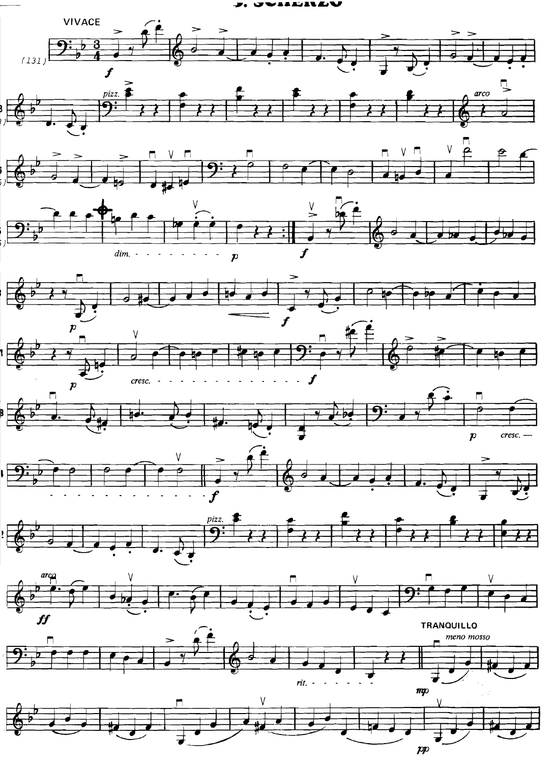## SCHERZO

VIVACE

TRANQUILLO

*meno mosso*